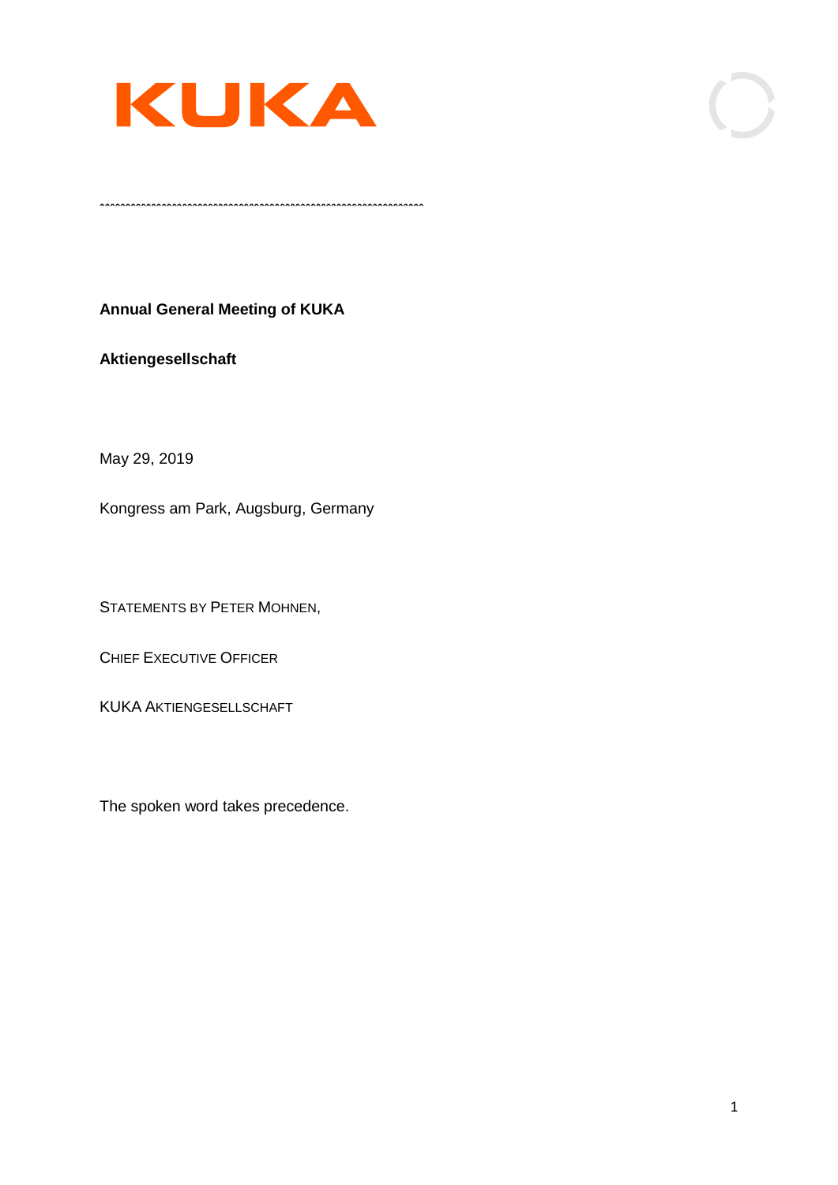KUKA

**Annual General Meeting of KUKA**

**Aktiengesellschaft**

May 29, 2019

Kongress am Park, Augsburg, Germany

STATEMENTS BY PETER MOHNEN,

CHIEF EXECUTIVE OFFICER

KUKA AKTIENGESELLSCHAFT

The spoken word takes precedence.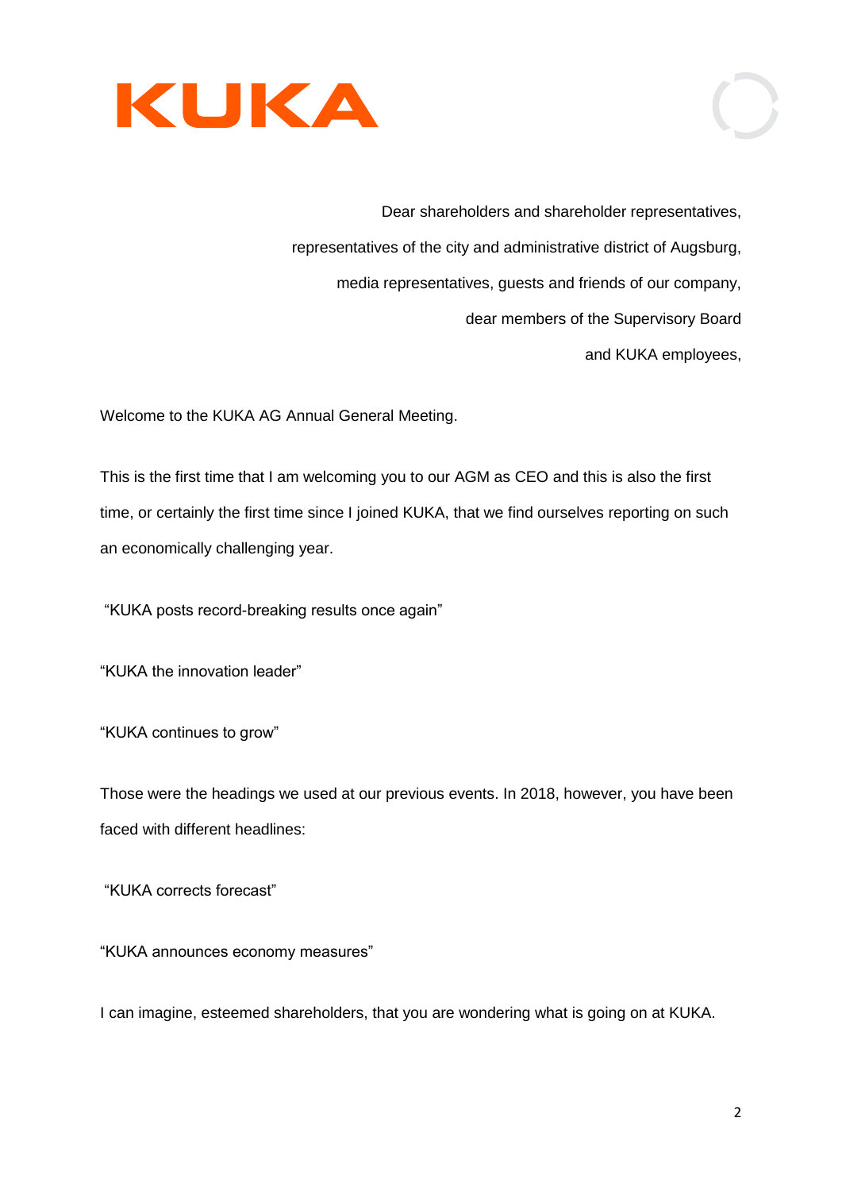Dear shareholders and shareholder representatives,

representatives of the city and administrative district of Augsburg,

media representatives, guests and friends of our company,

dear members of the Supervisory Board

and KUKA employees,

Welcome to the KUKA AG Annual General Meeting.

This is the first time that I am welcoming you to our AGM as CEO and this is also the first time, or certainly the first time since I joined KUKA, that we find ourselves reporting on such an economically challenging year.

"KUKA posts record-breaking results once again"

"KUKA the innovation leader"

"KUKA continues to grow"

Those were the headings we used at our previous events. In 2018, however, you have been faced with different headlines:

"KUKA corrects forecast"

"KUKA announces economy measures"

I can imagine, esteemed shareholders, that you are wondering what is going on at KUKA.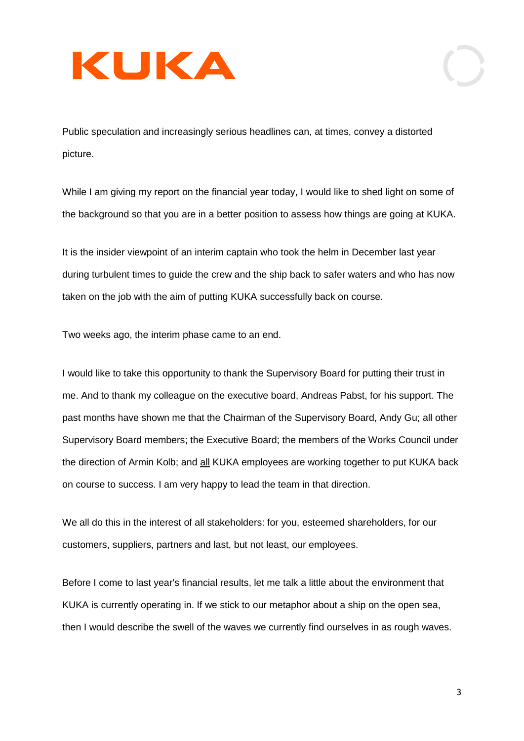Public speculation and increasingly serious headlines can, at times, convey a distorted picture.

While I am giving my report on the financial year today, I would like to shed light on some of the background so that you are in a better position to assess how things are going at KUKA.

It is the insider viewpoint of an interim captain who took the helm in December last year during turbulent times to guide the crew and the ship back to safer waters and who has now taken on the job with the aim of putting KUKA successfully back on course.

Two weeks ago, the interim phase came to an end.

I would like to take this opportunity to thank the Supervisory Board for putting their trust in me. And to thank my colleague on the executive board, Andreas Pabst, for his support. The past months have shown me that the Chairman of the Supervisory Board, Andy Gu; all other Supervisory Board members; the Executive Board; the members of the Works Council under the direction of Armin Kolb; and <u>all</u> KUKA employees are working together to put KUKA back on course to success. I am very happy to lead the team in that direction.

We all do this in the interest of all stakeholders: for you, esteemed shareholders, for our customers, suppliers, partners and last, but not least, our employees.

Before I come to last year's financial results, let me talk a little about the environment that KUKA is currently operating in. If we stick to our metaphor about a ship on the open sea, then I would describe the swell of the waves we currently find ourselves in as rough waves.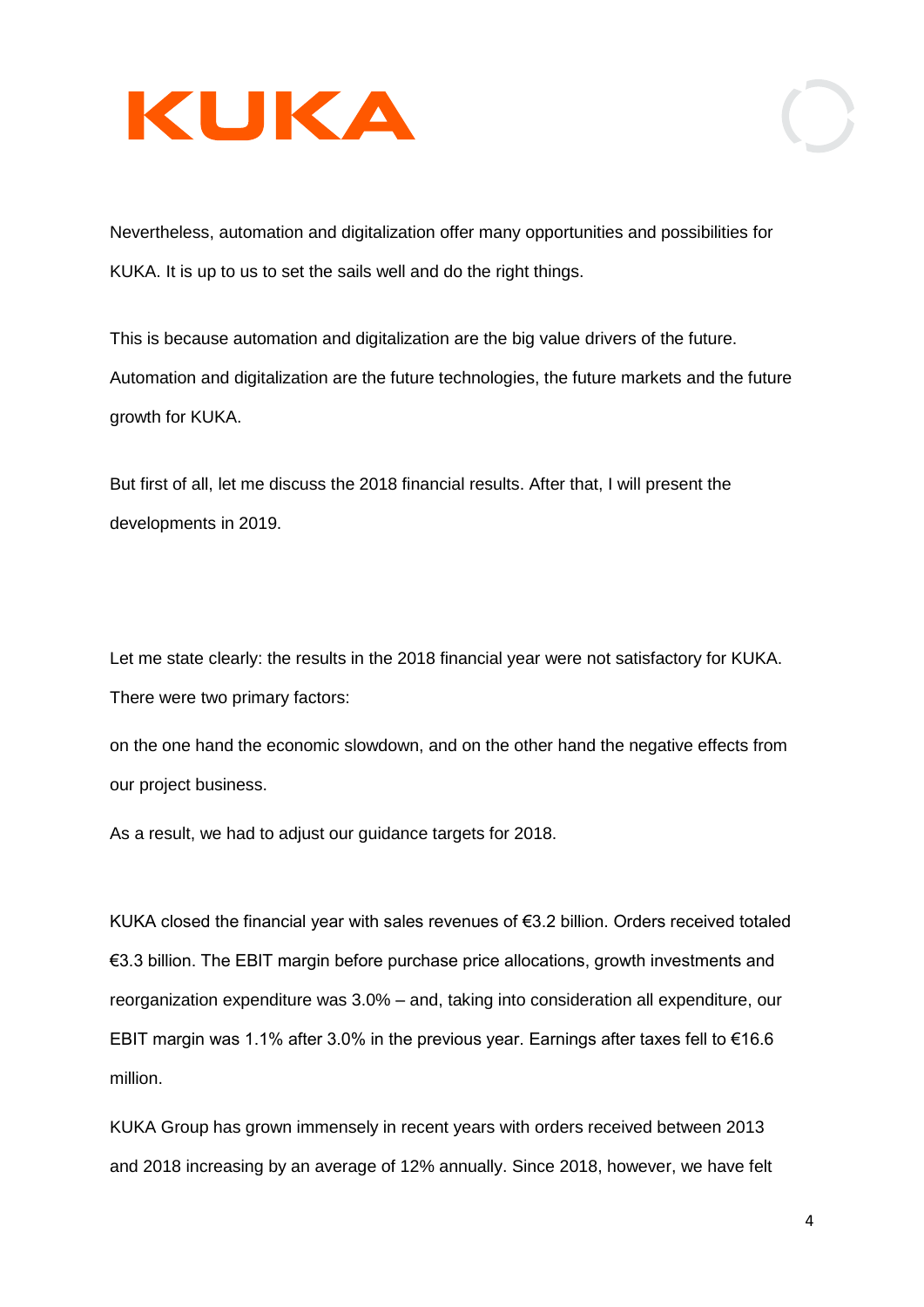Nevertheless, automation and digitalization offer many opportunities and possibilities for KUKA. It is up to us to set the sails well and do the right things.

This is because automation and digitalization are the big value drivers of the future. Automation and digitalization are the future technologies, the future markets and the future growth for KUKA.

But first of all, let me discuss the 2018 financial results. After that, I will present the developments in 2019.

Let me state clearly: the results in the 2018 financial year were not satisfactory for KUKA. There were two primary factors:

on the one hand the economic slowdown, and on the other hand the negative effects from our project business.

As a result, we had to adjust our guidance targets for 2018.

KUKA closed the financial year with sales revenues of €3.2 billion. Orders received totaled €3.3 billion. The EBIT margin before purchase price allocations, growth investments and reorganization expenditure was 3.0% – and, taking into consideration all expenditure, our EBIT margin was 1.1% after 3.0% in the previous year. Earnings after taxes fell to €16.6 million.

KUKA Group has grown immensely in recent years with orders received between 2013 and 2018 increasing by an average of 12% annually. Since 2018, however, we have felt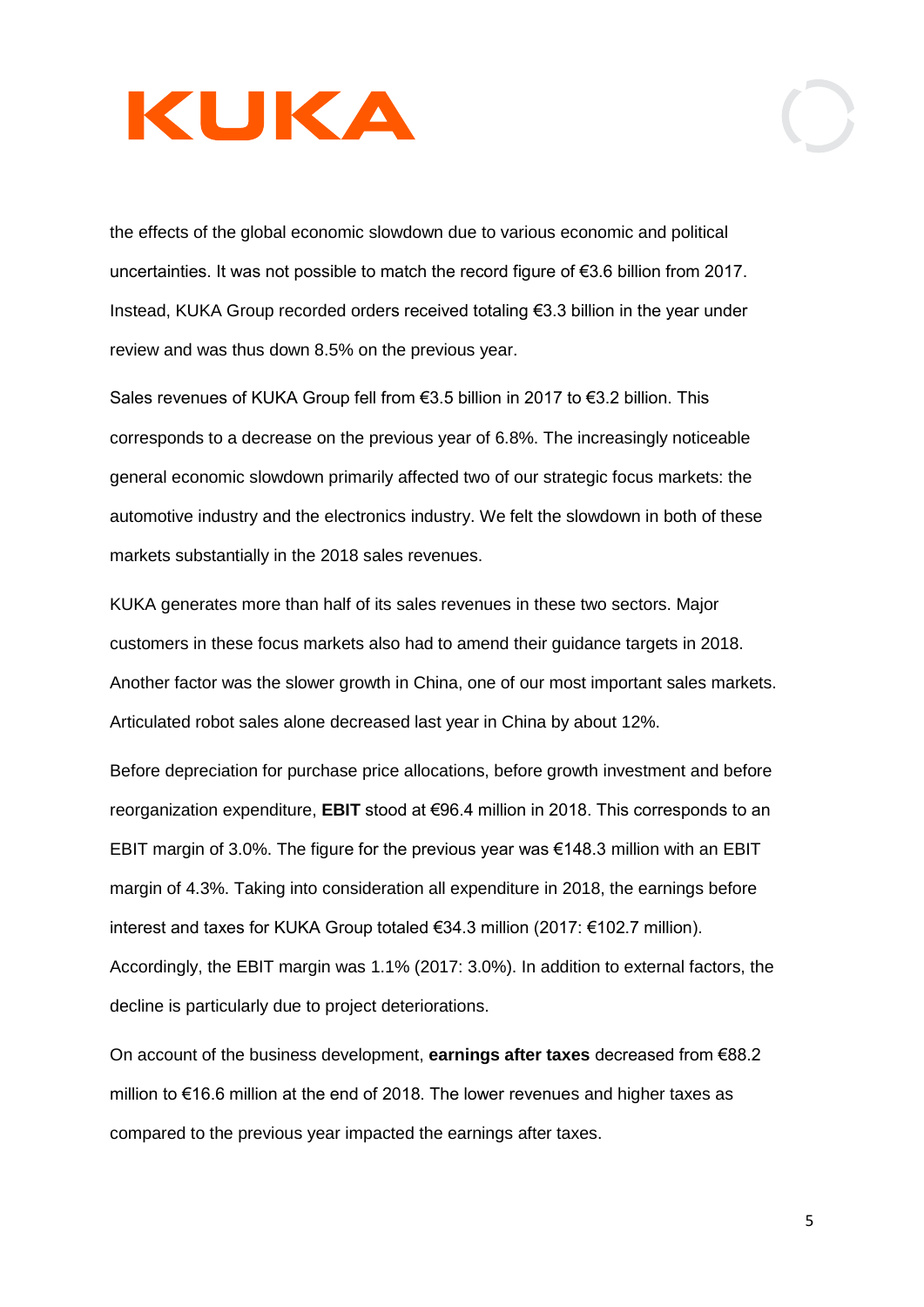the effects of the global economic slowdown due to various economic and political uncertainties. It was not possible to match the record figure of €3.6 billion from 2017. Instead, KUKA Group recorded orders received totaling €3.3 billion in the year under review and was thus down 8.5% on the previous year.

Sales revenues of KUKA Group fell from €3.5 billion in 2017 to €3.2 billion. This corresponds to a decrease on the previous year of 6.8%. The increasingly noticeable general economic slowdown primarily affected two of our strategic focus markets: the automotive industry and the electronics industry. We felt the slowdown in both of these markets substantially in the 2018 sales revenues.

KUKA generates more than half of its sales revenues in these two sectors. Major customers in these focus markets also had to amend their guidance targets in 2018. Another factor was the slower growth in China, one of our most important sales markets. Articulated robot sales alone decreased last year in China by about 12%.

Before depreciation for purchase price allocations, before growth investment and before reorganization expenditure, **EBIT** stood at €96.4 million in 2018. This corresponds to an EBIT margin of 3.0%. The figure for the previous year was €148.3 million with an EBIT margin of 4.3%. Taking into consideration all expenditure in 2018, the earnings before interest and taxes for KUKA Group totaled €34.3 million (2017: €102.7 million). Accordingly, the EBIT margin was 1.1% (2017: 3.0%). In addition to external factors, the decline is particularly due to project deteriorations.

On account of the business development, **earnings after taxes** decreased from €88.2 million to €16.6 million at the end of 2018. The lower revenues and higher taxes as compared to the previous year impacted the earnings after taxes.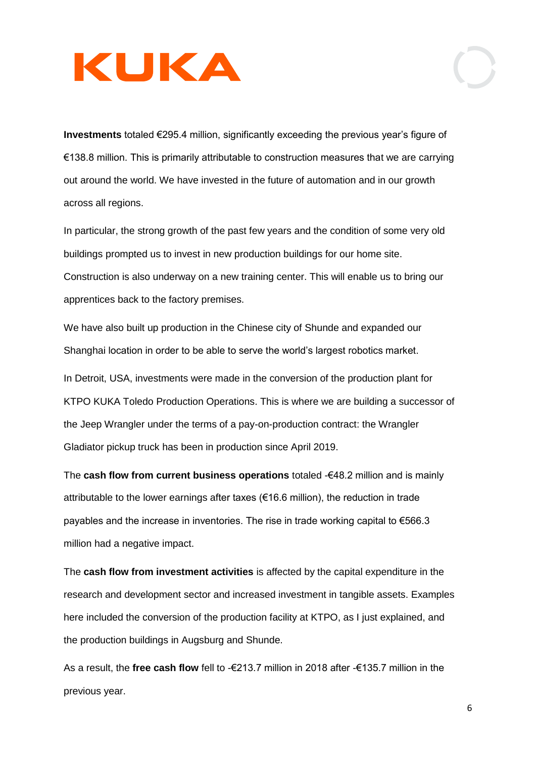**Investments** totaled €295.4 million, significantly exceeding the previous year's figure of €138.8 million. This is primarily attributable to construction measures that we are carrying out around the world. We have invested in the future of automation and in our growth across all regions.

In particular, the strong growth of the past few years and the condition of some very old buildings prompted us to invest in new production buildings for our home site. Construction is also underway on a new training center. This will enable us to bring our apprentices back to the factory premises.

We have also built up production in the Chinese city of Shunde and expanded our Shanghai location in order to be able to serve the world's largest robotics market.

In Detroit, USA, investments were made in the conversion of the production plant for KTPO KUKA Toledo Production Operations. This is where we are building a successor of the Jeep Wrangler under the terms of a pay-on-production contract: the Wrangler Gladiator pickup truck has been in production since April 2019.

The **cash flow from current business operations** totaled -€48.2 million and is mainly attributable to the lower earnings after taxes (€16.6 million), the reduction in trade payables and the increase in inventories. The rise in trade working capital to €566.3 million had a negative impact.

The **cash flow from investment activities** is affected by the capital expenditure in the research and development sector and increased investment in tangible assets. Examples here included the conversion of the production facility at KTPO, as I just explained, and the production buildings in Augsburg and Shunde.

As a result, the **free cash flow** fell to -€213.7 million in 2018 after -€135.7 million in the previous year.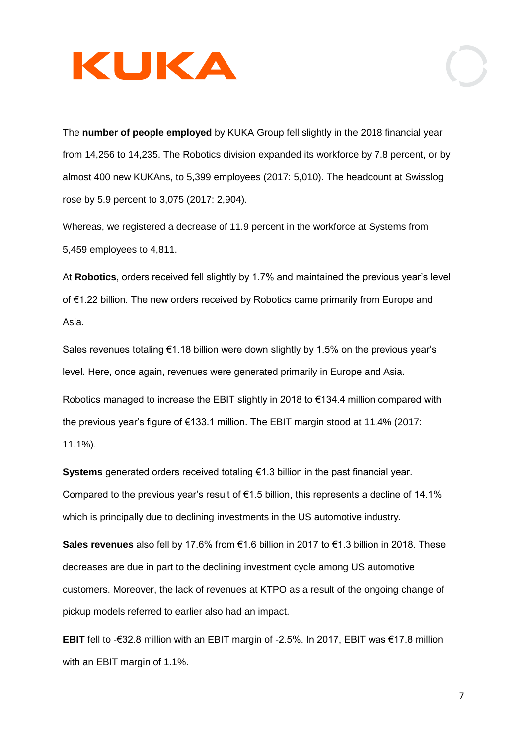The **number of people employed** by KUKA Group fell slightly in the 2018 financial year from 14,256 to 14,235. The Robotics division expanded its workforce by 7.8 percent, or by almost 400 new KUKAns, to 5,399 employees (2017: 5,010). The headcount at Swisslog rose by 5.9 percent to 3,075 (2017: 2,904).

Whereas, we registered a decrease of 11.9 percent in the workforce at Systems from 5,459 employees to 4,811.

At **Robotics**, orders received fell slightly by 1.7% and maintained the previous year's level of €1.22 billion. The new orders received by Robotics came primarily from Europe and Asia.

Sales revenues totaling €1.18 billion were down slightly by 1.5% on the previous year's level. Here, once again, revenues were generated primarily in Europe and Asia.

Robotics managed to increase the EBIT slightly in 2018 to €134.4 million compared with the previous year's figure of €133.1 million. The EBIT margin stood at 11.4% (2017: 11.1%).

**Systems** generated orders received totaling €1.3 billion in the past financial year. Compared to the previous year's result of €1.5 billion, this represents a decline of 14.1% which is principally due to declining investments in the US automotive industry.

**Sales revenues** also fell by 17.6% from €1.6 billion in 2017 to €1.3 billion in 2018. These decreases are due in part to the declining investment cycle among US automotive customers. Moreover, the lack of revenues at KTPO as a result of the ongoing change of pickup models referred to earlier also had an impact.

**EBIT** fell to -€32.8 million with an EBIT margin of -2.5%. In 2017, EBIT was €17.8 million with an EBIT margin of 1.1%.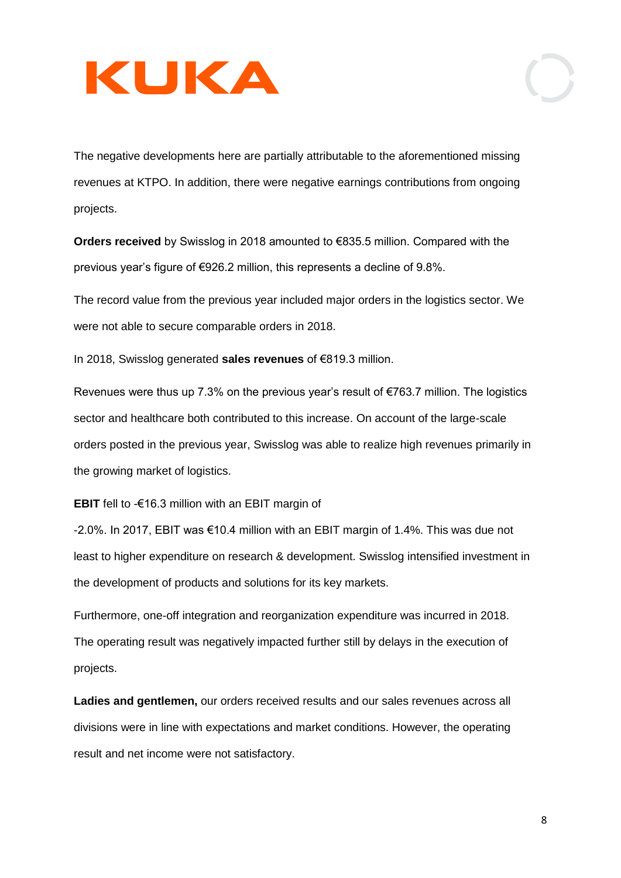The negative developments here are partially attributable to the aforementioned missing revenues at KTPO. In addition, there were negative earnings contributions from ongoing projects.

**Orders received** by Swisslog in 2018 amounted to €835.5 million. Compared with the previous year's figure of €926.2 million, this represents a decline of 9.8%.

The record value from the previous year included major orders in the logistics sector. We were not able to secure comparable orders in 2018.

In 2018, Swisslog generated **sales revenues** of €819.3 million.

Revenues were thus up 7.3% on the previous year's result of €763.7 million. The logistics sector and healthcare both contributed to this increase. On account of the large-scale orders posted in the previous year, Swisslog was able to realize high revenues primarily in the growing market of logistics.

**EBIT** fell to -€16.3 million with an EBIT margin of -2.0%. In 2017, EBIT was €10.4 million with an EBIT margin of 1.4%. This was due not least to higher expenditure on research & development. Swisslog intensified investment in the development of products and solutions for its key markets.

Furthermore, one-off integration and reorganization expenditure was incurred in 2018. The operating result was negatively impacted further still by delays in the execution of projects.

**Ladies and gentlemen,** our orders received results and our sales revenues across all divisions were in line with expectations and market conditions. However, the operating result and net income were not satisfactory.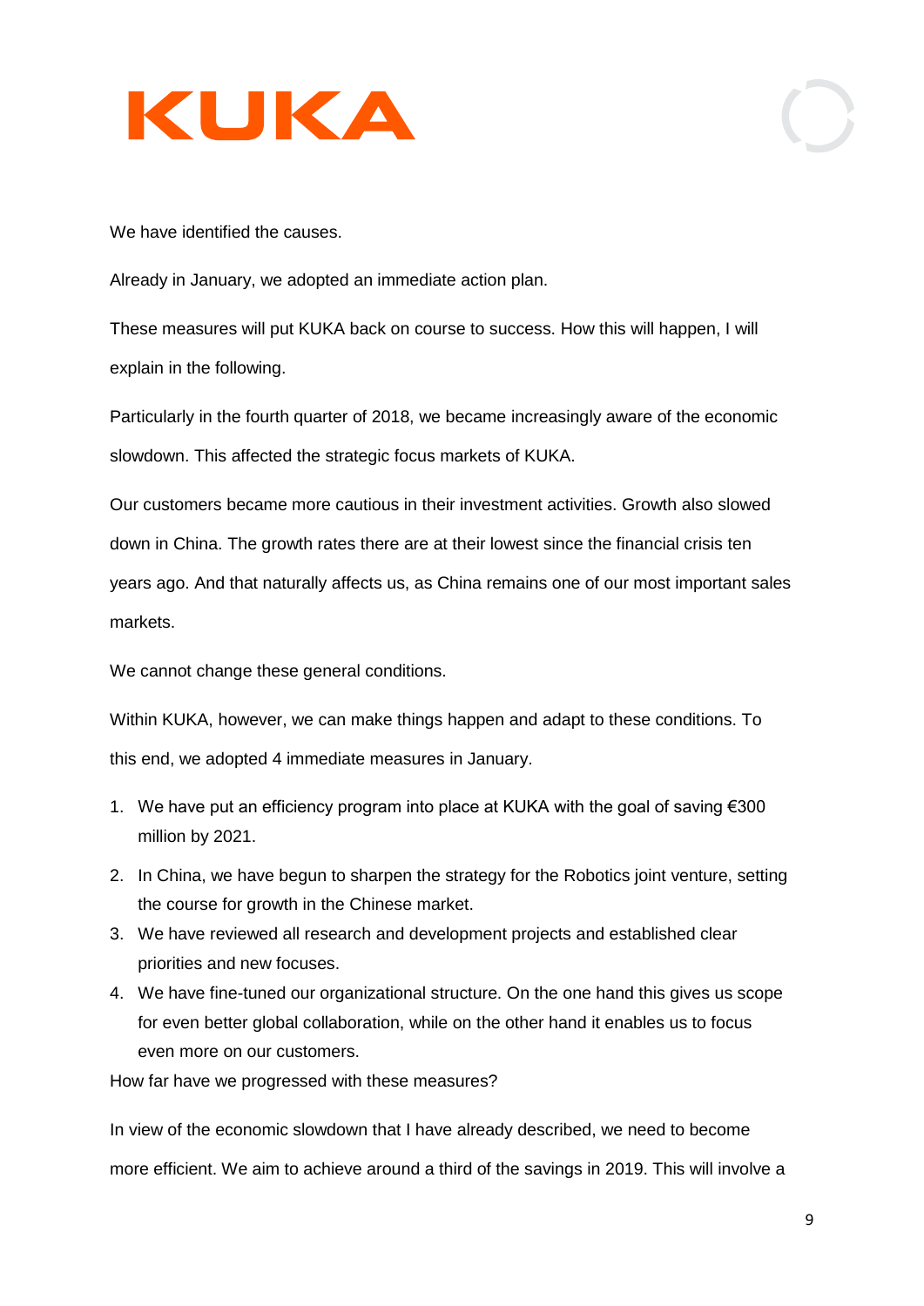We have identified the causes.

Already in January, we adopted an immediate action plan.

These measures will put KUKA back on course to success. How this will happen, I will explain in the following.

Particularly in the fourth quarter of 2018, we became increasingly aware of the economic slowdown. This affected the strategic focus markets of KUKA.

Our customers became more cautious in their investment activities. Growth also slowed down in China. The growth rates there are at their lowest since the financial crisis ten years ago. And that naturally affects us, as China remains one of our most important sales markets.

We cannot change these general conditions.

Within KUKA, however, we can make things happen and adapt to these conditions. To this end, we adopted 4 immediate measures in January.

1. We have put an efficiency program into place at KUKA with the goal of saving €300 million by 2021.
2. In China, we have begun to sharpen the strategy for the Robotics joint venture, setting the course for growth in the Chinese market.
3. We have reviewed all research and development projects and established clear priorities and new focuses.
4. We have fine-tuned our organizational structure. On the one hand this gives us scope for even better global collaboration, while on the other hand it enables us to focus even more on our customers.

How far have we progressed with these measures?

In view of the economic slowdown that I have already described, we need to become more efficient. We aim to achieve around a third of the savings in 2019. This will involve a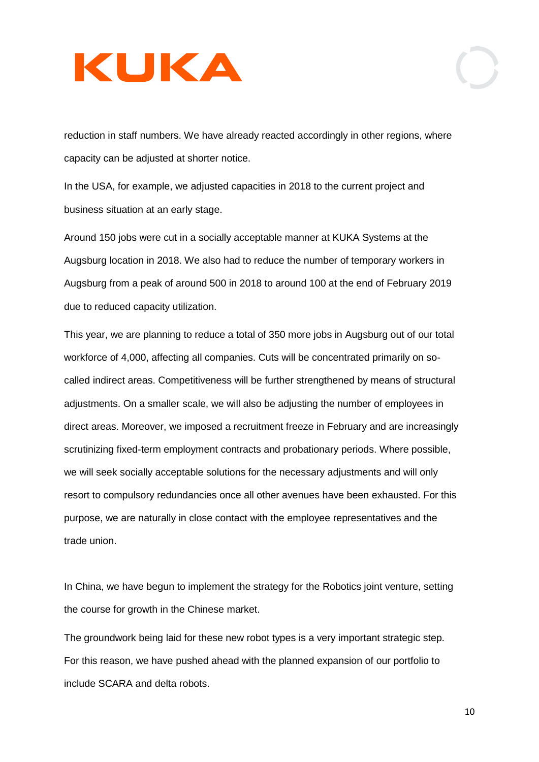reduction in staff numbers. We have already reacted accordingly in other regions, where capacity can be adjusted at shorter notice.

In the USA, for example, we adjusted capacities in 2018 to the current project and business situation at an early stage.

Around 150 jobs were cut in a socially acceptable manner at KUKA Systems at the Augsburg location in 2018. We also had to reduce the number of temporary workers in Augsburg from a peak of around 500 in 2018 to around 100 at the end of February 2019 due to reduced capacity utilization.

This year, we are planning to reduce a total of 350 more jobs in Augsburg out of our total workforce of 4,000, affecting all companies. Cuts will be concentrated primarily on so-called indirect areas. Competitiveness will be further strengthened by means of structural adjustments. On a smaller scale, we will also be adjusting the number of employees in direct areas. Moreover, we imposed a recruitment freeze in February and are increasingly scrutinizing fixed-term employment contracts and probationary periods. Where possible, we will seek socially acceptable solutions for the necessary adjustments and will only resort to compulsory redundancies once all other avenues have been exhausted. For this purpose, we are naturally in close contact with the employee representatives and the trade union.

In China, we have begun to implement the strategy for the Robotics joint venture, setting the course for growth in the Chinese market.

The groundwork being laid for these new robot types is a very important strategic step. For this reason, we have pushed ahead with the planned expansion of our portfolio to include SCARA and delta robots.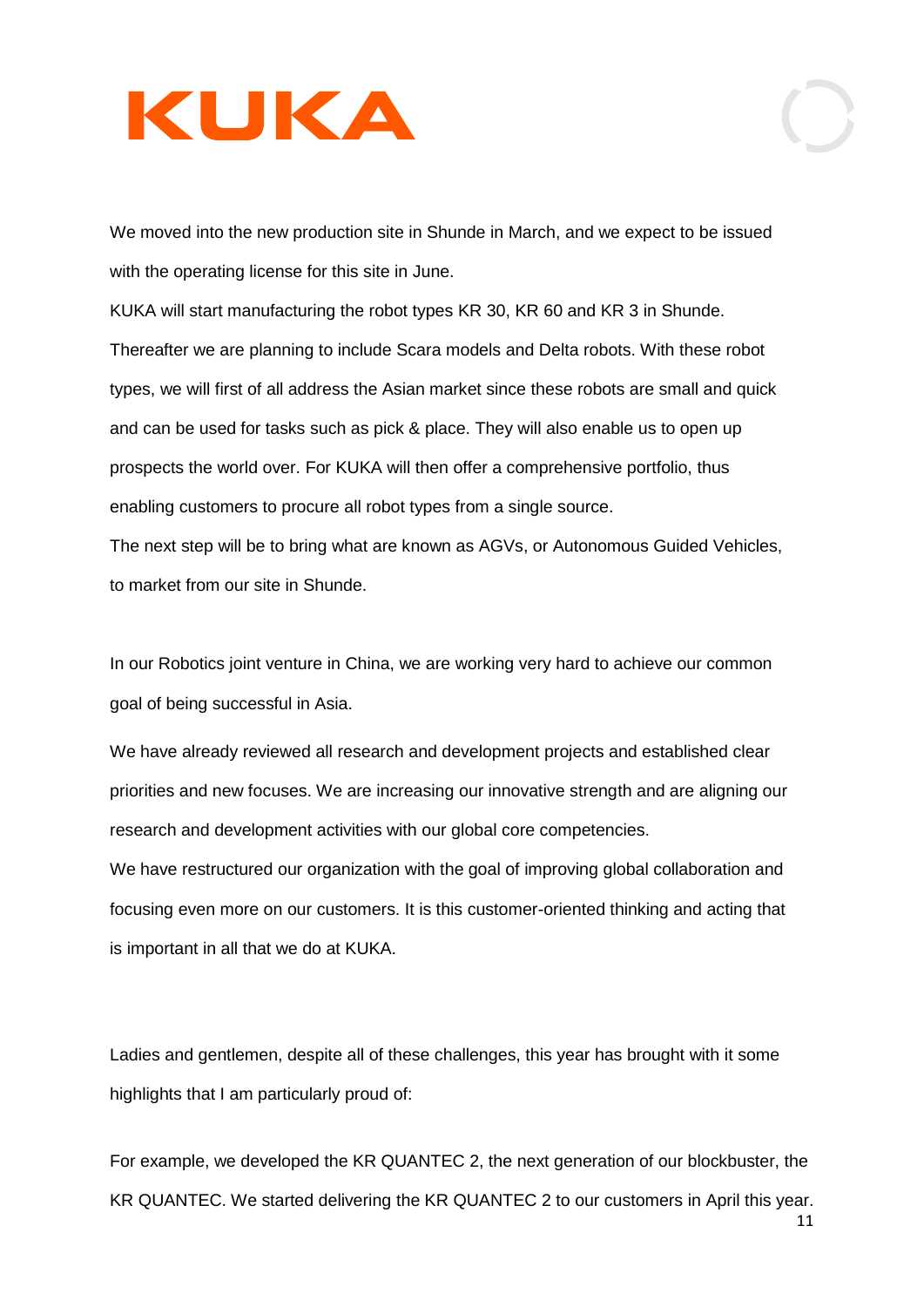We moved into the new production site in Shunde in March, and we expect to be issued with the operating license for this site in June.

KUKA will start manufacturing the robot types KR 30, KR 60 and KR 3 in Shunde. Thereafter we are planning to include Scara models and Delta robots. With these robot types, we will first of all address the Asian market since these robots are small and quick and can be used for tasks such as pick & place. They will also enable us to open up prospects the world over. For KUKA will then offer a comprehensive portfolio, thus enabling customers to procure all robot types from a single source.

The next step will be to bring what are known as AGVs, or Autonomous Guided Vehicles, to market from our site in Shunde.

In our Robotics joint venture in China, we are working very hard to achieve our common goal of being successful in Asia.

We have already reviewed all research and development projects and established clear priorities and new focuses. We are increasing our innovative strength and are aligning our research and development activities with our global core competencies.

We have restructured our organization with the goal of improving global collaboration and focusing even more on our customers. It is this customer-oriented thinking and acting that is important in all that we do at KUKA.

Ladies and gentlemen, despite all of these challenges, this year has brought with it some highlights that I am particularly proud of:

For example, we developed the KR QUANTEC 2, the next generation of our blockbuster, the KR QUANTEC. We started delivering the KR QUANTEC 2 to our customers in April this year.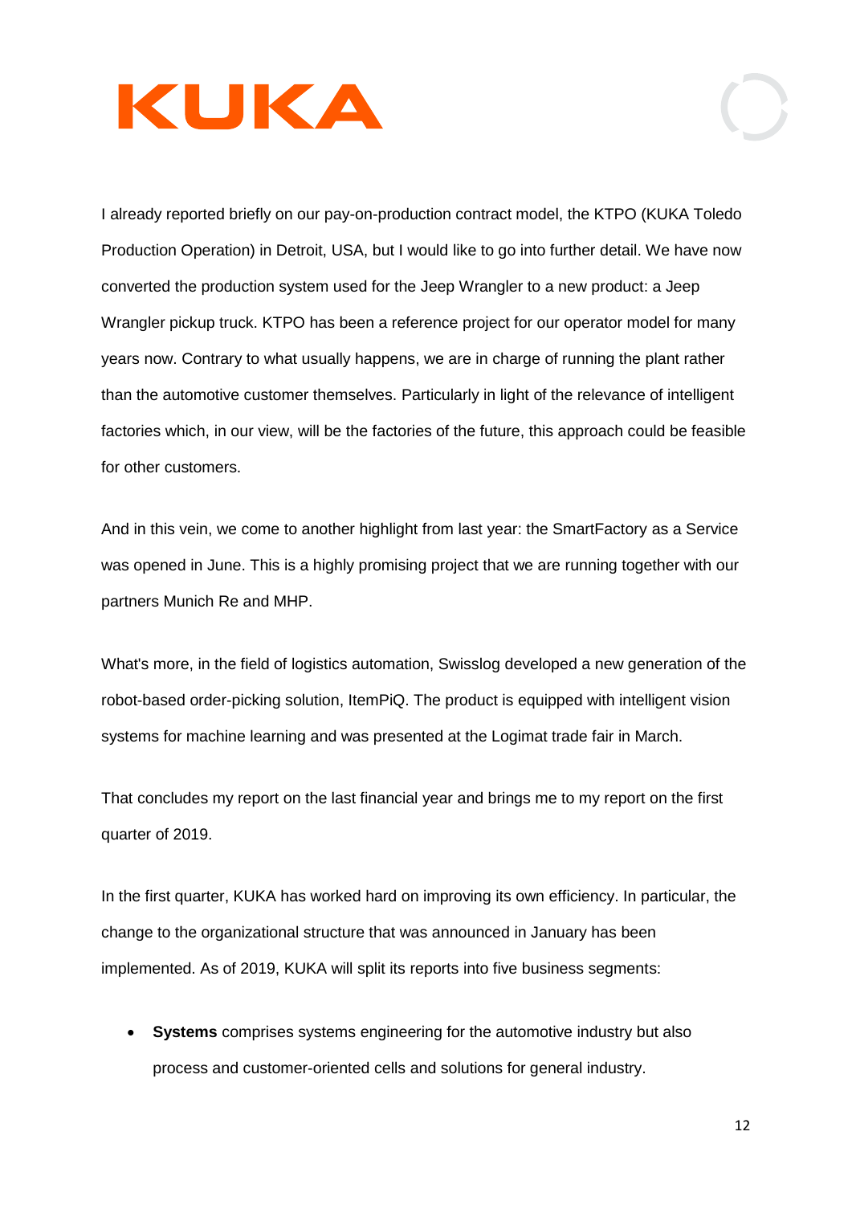I already reported briefly on our pay-on-production contract model, the KTPO (KUKA Toledo Production Operation) in Detroit, USA, but I would like to go into further detail. We have now converted the production system used for the Jeep Wrangler to a new product: a Jeep Wrangler pickup truck. KTPO has been a reference project for our operator model for many years now. Contrary to what usually happens, we are in charge of running the plant rather than the automotive customer themselves. Particularly in light of the relevance of intelligent factories which, in our view, will be the factories of the future, this approach could be feasible for other customers.

And in this vein, we come to another highlight from last year: the SmartFactory as a Service was opened in June. This is a highly promising project that we are running together with our partners Munich Re and MHP.

What's more, in the field of logistics automation, Swisslog developed a new generation of the robot-based order-picking solution, ItemPiQ. The product is equipped with intelligent vision systems for machine learning and was presented at the Logimat trade fair in March.

That concludes my report on the last financial year and brings me to my report on the first quarter of 2019.

In the first quarter, KUKA has worked hard on improving its own efficiency. In particular, the change to the organizational structure that was announced in January has been implemented. As of 2019, KUKA will split its reports into five business segments:

- **Systems** comprises systems engineering for the automotive industry but also process and customer-oriented cells and solutions for general industry.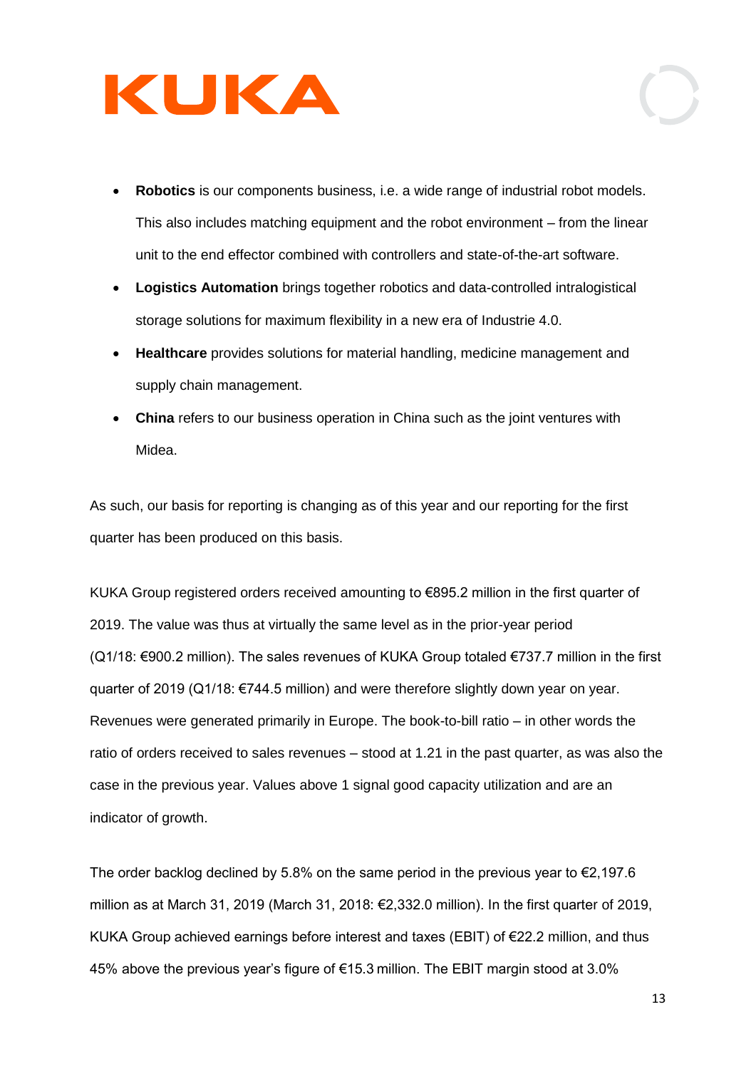- **Robotics** is our components business, i.e. a wide range of industrial robot models. This also includes matching equipment and the robot environment – from the linear unit to the end effector combined with controllers and state-of-the-art software.
- **Logistics Automation** brings together robotics and data-controlled intralogistical storage solutions for maximum flexibility in a new era of Industrie 4.0.
- **Healthcare** provides solutions for material handling, medicine management and supply chain management.
- **China** refers to our business operation in China such as the joint ventures with Midea.

As such, our basis for reporting is changing as of this year and our reporting for the first quarter has been produced on this basis.

KUKA Group registered orders received amounting to €895.2 million in the first quarter of 2019. The value was thus at virtually the same level as in the prior-year period (Q1/18: €900.2 million). The sales revenues of KUKA Group totaled €737.7 million in the first quarter of 2019 (Q1/18: €744.5 million) and were therefore slightly down year on year. Revenues were generated primarily in Europe. The book-to-bill ratio – in other words the ratio of orders received to sales revenues – stood at 1.21 in the past quarter, as was also the case in the previous year. Values above 1 signal good capacity utilization and are an indicator of growth.

The order backlog declined by 5.8% on the same period in the previous year to €2,197.6 million as at March 31, 2019 (March 31, 2018: €2,332.0 million). In the first quarter of 2019, KUKA Group achieved earnings before interest and taxes (EBIT) of €22.2 million, and thus 45% above the previous year's figure of €15.3 million. The EBIT margin stood at 3.0%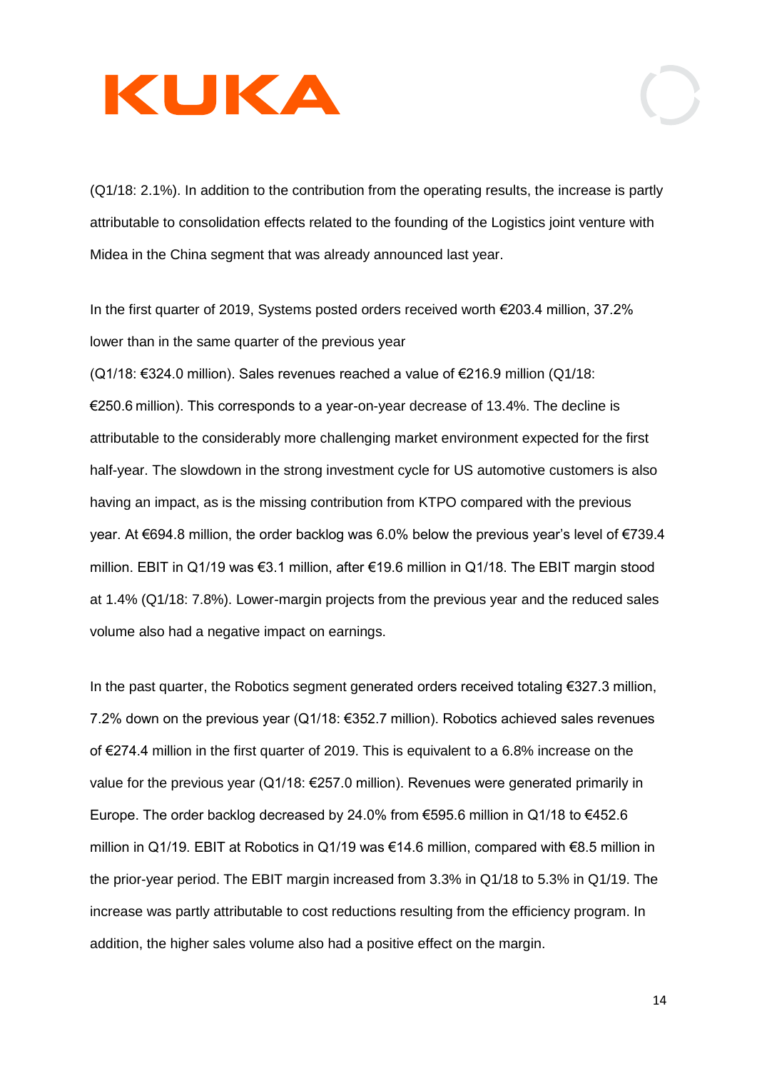(Q1/18: 2.1%). In addition to the contribution from the operating results, the increase is partly attributable to consolidation effects related to the founding of the Logistics joint venture with Midea in the China segment that was already announced last year.

In the first quarter of 2019, Systems posted orders received worth €203.4 million, 37.2% lower than in the same quarter of the previous year (Q1/18: €324.0 million). Sales revenues reached a value of €216.9 million (Q1/18: €250.6 million). This corresponds to a year-on-year decrease of 13.4%. The decline is attributable to the considerably more challenging market environment expected for the first half-year. The slowdown in the strong investment cycle for US automotive customers is also having an impact, as is the missing contribution from KTPO compared with the previous year. At €694.8 million, the order backlog was 6.0% below the previous year's level of €739.4 million. EBIT in Q1/19 was €3.1 million, after €19.6 million in Q1/18. The EBIT margin stood at 1.4% (Q1/18: 7.8%). Lower-margin projects from the previous year and the reduced sales volume also had a negative impact on earnings.

In the past quarter, the Robotics segment generated orders received totaling €327.3 million, 7.2% down on the previous year (Q1/18: €352.7 million). Robotics achieved sales revenues of €274.4 million in the first quarter of 2019. This is equivalent to a 6.8% increase on the value for the previous year (Q1/18: €257.0 million). Revenues were generated primarily in Europe. The order backlog decreased by 24.0% from €595.6 million in Q1/18 to €452.6 million in Q1/19. EBIT at Robotics in Q1/19 was €14.6 million, compared with €8.5 million in the prior-year period. The EBIT margin increased from 3.3% in Q1/18 to 5.3% in Q1/19. The increase was partly attributable to cost reductions resulting from the efficiency program. In addition, the higher sales volume also had a positive effect on the margin.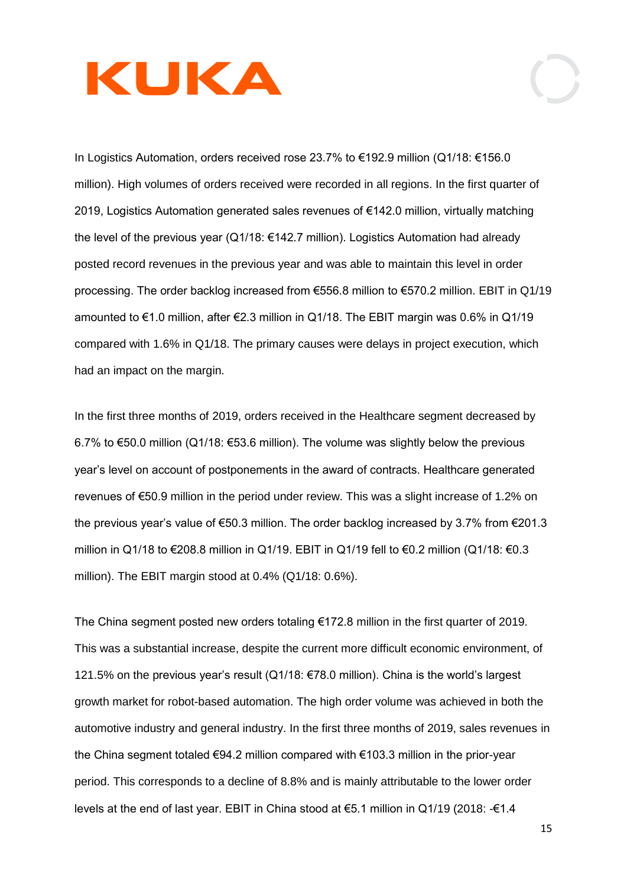In Logistics Automation, orders received rose 23.7% to €192.9 million (Q1/18: €156.0 million). High volumes of orders received were recorded in all regions. In the first quarter of 2019, Logistics Automation generated sales revenues of €142.0 million, virtually matching the level of the previous year (Q1/18: €142.7 million). Logistics Automation had already posted record revenues in the previous year and was able to maintain this level in order processing. The order backlog increased from €556.8 million to €570.2 million. EBIT in Q1/19 amounted to €1.0 million, after €2.3 million in Q1/18. The EBIT margin was 0.6% in Q1/19 compared with 1.6% in Q1/18. The primary causes were delays in project execution, which had an impact on the margin.

In the first three months of 2019, orders received in the Healthcare segment decreased by 6.7% to €50.0 million (Q1/18: €53.6 million). The volume was slightly below the previous year's level on account of postponements in the award of contracts. Healthcare generated revenues of €50.9 million in the period under review. This was a slight increase of 1.2% on the previous year's value of €50.3 million. The order backlog increased by 3.7% from €201.3 million in Q1/18 to €208.8 million in Q1/19. EBIT in Q1/19 fell to €0.2 million (Q1/18: €0.3 million). The EBIT margin stood at 0.4% (Q1/18: 0.6%).

The China segment posted new orders totaling €172.8 million in the first quarter of 2019. This was a substantial increase, despite the current more difficult economic environment, of 121.5% on the previous year's result (Q1/18: €78.0 million). China is the world's largest growth market for robot-based automation. The high order volume was achieved in both the automotive industry and general industry. In the first three months of 2019, sales revenues in the China segment totaled €94.2 million compared with €103.3 million in the prior-year period. This corresponds to a decline of 8.8% and is mainly attributable to the lower order levels at the end of last year. EBIT in China stood at €5.1 million in Q1/19 (2018: -€1.4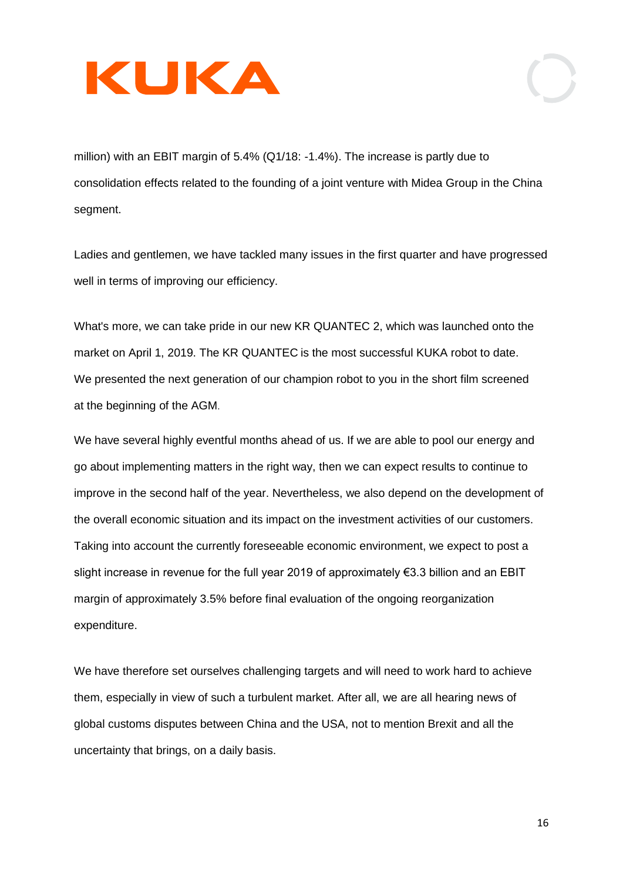million) with an EBIT margin of 5.4% (Q1/18: -1.4%). The increase is partly due to consolidation effects related to the founding of a joint venture with Midea Group in the China segment.

Ladies and gentlemen, we have tackled many issues in the first quarter and have progressed well in terms of improving our efficiency.

What's more, we can take pride in our new KR QUANTEC 2, which was launched onto the market on April 1, 2019. The KR QUANTEC is the most successful KUKA robot to date. We presented the next generation of our champion robot to you in the short film screened at the beginning of the AGM.

We have several highly eventful months ahead of us. If we are able to pool our energy and go about implementing matters in the right way, then we can expect results to continue to improve in the second half of the year. Nevertheless, we also depend on the development of the overall economic situation and its impact on the investment activities of our customers. Taking into account the currently foreseeable economic environment, we expect to post a slight increase in revenue for the full year 2019 of approximately €3.3 billion and an EBIT margin of approximately 3.5% before final evaluation of the ongoing reorganization expenditure.

We have therefore set ourselves challenging targets and will need to work hard to achieve them, especially in view of such a turbulent market. After all, we are all hearing news of global customs disputes between China and the USA, not to mention Brexit and all the uncertainty that brings, on a daily basis.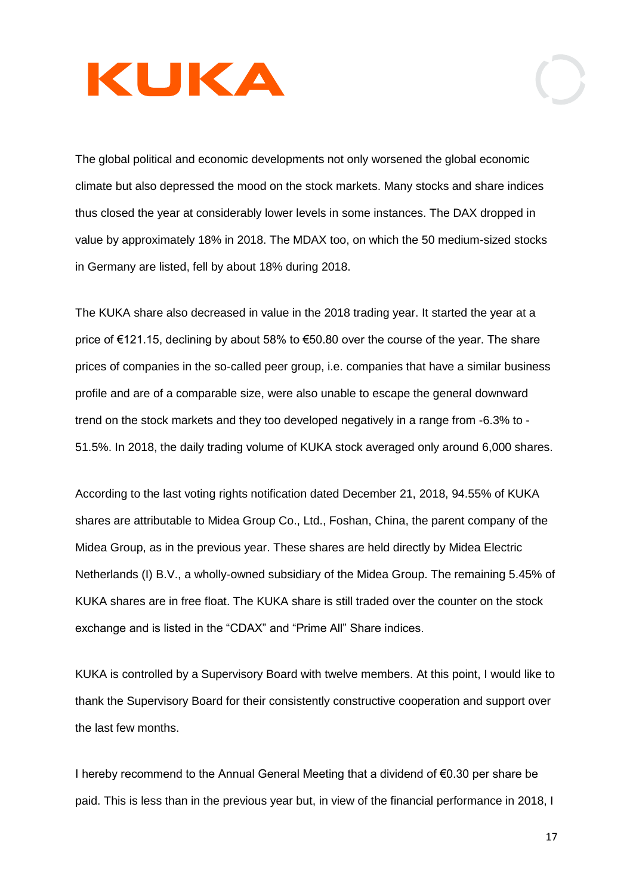The global political and economic developments not only worsened the global economic climate but also depressed the mood on the stock markets. Many stocks and share indices thus closed the year at considerably lower levels in some instances. The DAX dropped in value by approximately 18% in 2018. The MDAX too, on which the 50 medium-sized stocks in Germany are listed, fell by about 18% during 2018.

The KUKA share also decreased in value in the 2018 trading year. It started the year at a price of €121.15, declining by about 58% to €50.80 over the course of the year. The share prices of companies in the so-called peer group, i.e. companies that have a similar business profile and are of a comparable size, were also unable to escape the general downward trend on the stock markets and they too developed negatively in a range from -6.3% to -51.5%. In 2018, the daily trading volume of KUKA stock averaged only around 6,000 shares.

According to the last voting rights notification dated December 21, 2018, 94.55% of KUKA shares are attributable to Midea Group Co., Ltd., Foshan, China, the parent company of the Midea Group, as in the previous year. These shares are held directly by Midea Electric Netherlands (I) B.V., a wholly-owned subsidiary of the Midea Group. The remaining 5.45% of KUKA shares are in free float. The KUKA share is still traded over the counter on the stock exchange and is listed in the "CDAX" and "Prime All" Share indices.

KUKA is controlled by a Supervisory Board with twelve members. At this point, I would like to thank the Supervisory Board for their consistently constructive cooperation and support over the last few months.

I hereby recommend to the Annual General Meeting that a dividend of €0.30 per share be paid. This is less than in the previous year but, in view of the financial performance in 2018, I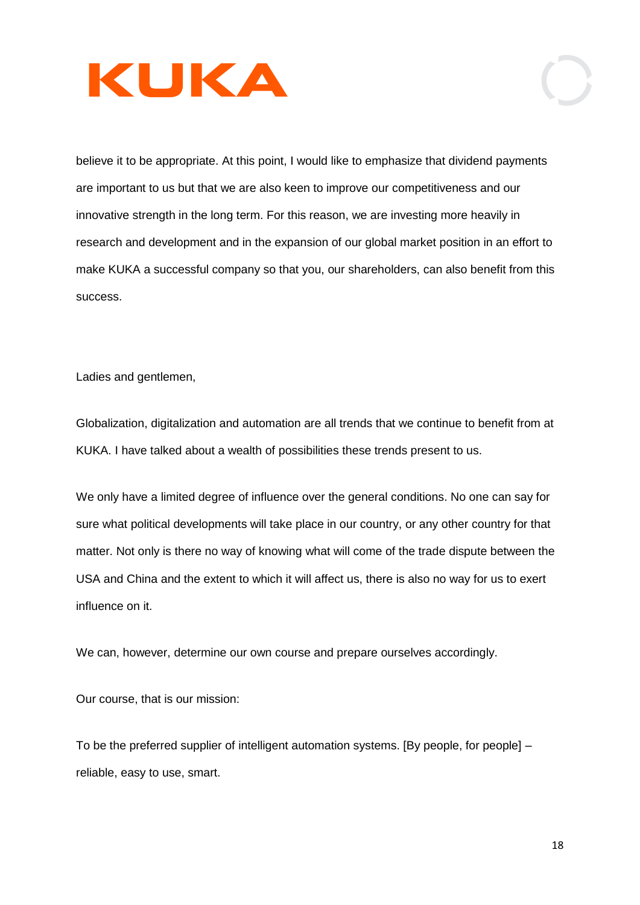believe it to be appropriate. At this point, I would like to emphasize that dividend payments are important to us but that we are also keen to improve our competitiveness and our innovative strength in the long term. For this reason, we are investing more heavily in research and development and in the expansion of our global market position in an effort to make KUKA a successful company so that you, our shareholders, can also benefit from this success.

Ladies and gentlemen,

Globalization, digitalization and automation are all trends that we continue to benefit from at KUKA. I have talked about a wealth of possibilities these trends present to us.

We only have a limited degree of influence over the general conditions. No one can say for sure what political developments will take place in our country, or any other country for that matter. Not only is there no way of knowing what will come of the trade dispute between the USA and China and the extent to which it will affect us, there is also no way for us to exert influence on it.

We can, however, determine our own course and prepare ourselves accordingly.

Our course, that is our mission:

To be the preferred supplier of intelligent automation systems. [By people, for people] – reliable, easy to use, smart.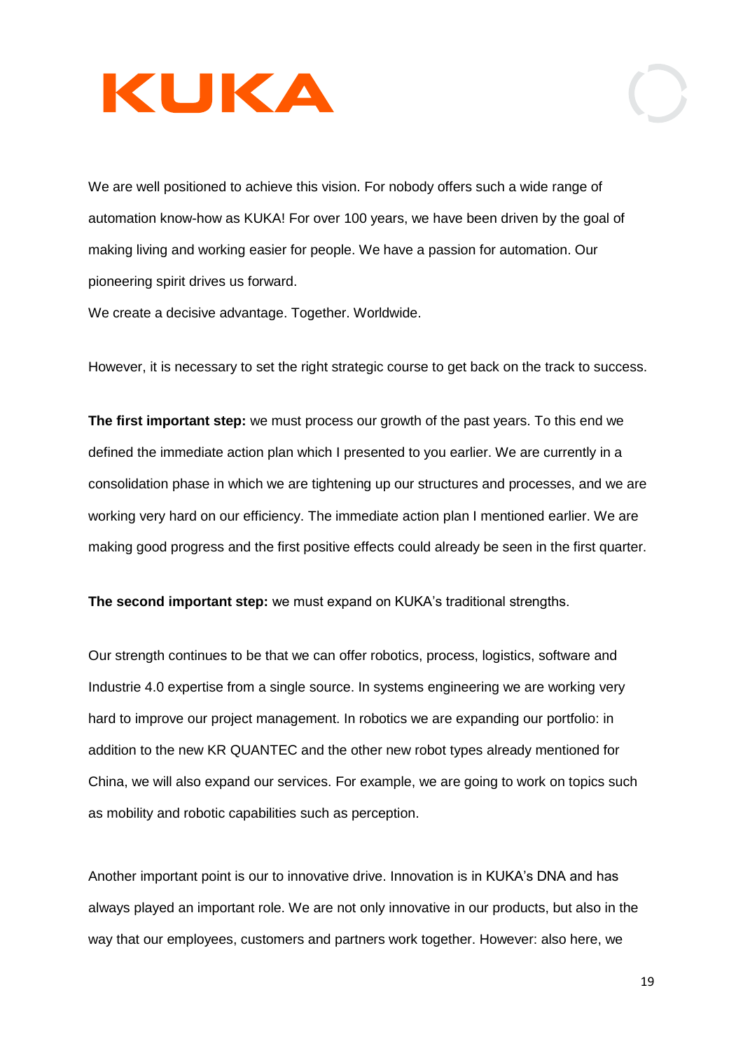We are well positioned to achieve this vision. For nobody offers such a wide range of automation know-how as KUKA! For over 100 years, we have been driven by the goal of making living and working easier for people. We have a passion for automation. Our pioneering spirit drives us forward.
We create a decisive advantage. Together. Worldwide.

However, it is necessary to set the right strategic course to get back on the track to success.

**The first important step:** we must process our growth of the past years. To this end we defined the immediate action plan which I presented to you earlier. We are currently in a consolidation phase in which we are tightening up our structures and processes, and we are working very hard on our efficiency. The immediate action plan I mentioned earlier. We are making good progress and the first positive effects could already be seen in the first quarter.

**The second important step:** we must expand on KUKA's traditional strengths.

Our strength continues to be that we can offer robotics, process, logistics, software and Industrie 4.0 expertise from a single source. In systems engineering we are working very hard to improve our project management. In robotics we are expanding our portfolio: in addition to the new KR QUANTEC and the other new robot types already mentioned for China, we will also expand our services. For example, we are going to work on topics such as mobility and robotic capabilities such as perception.

Another important point is our to innovative drive. Innovation is in KUKA's DNA and has always played an important role. We are not only innovative in our products, but also in the way that our employees, customers and partners work together. However: also here, we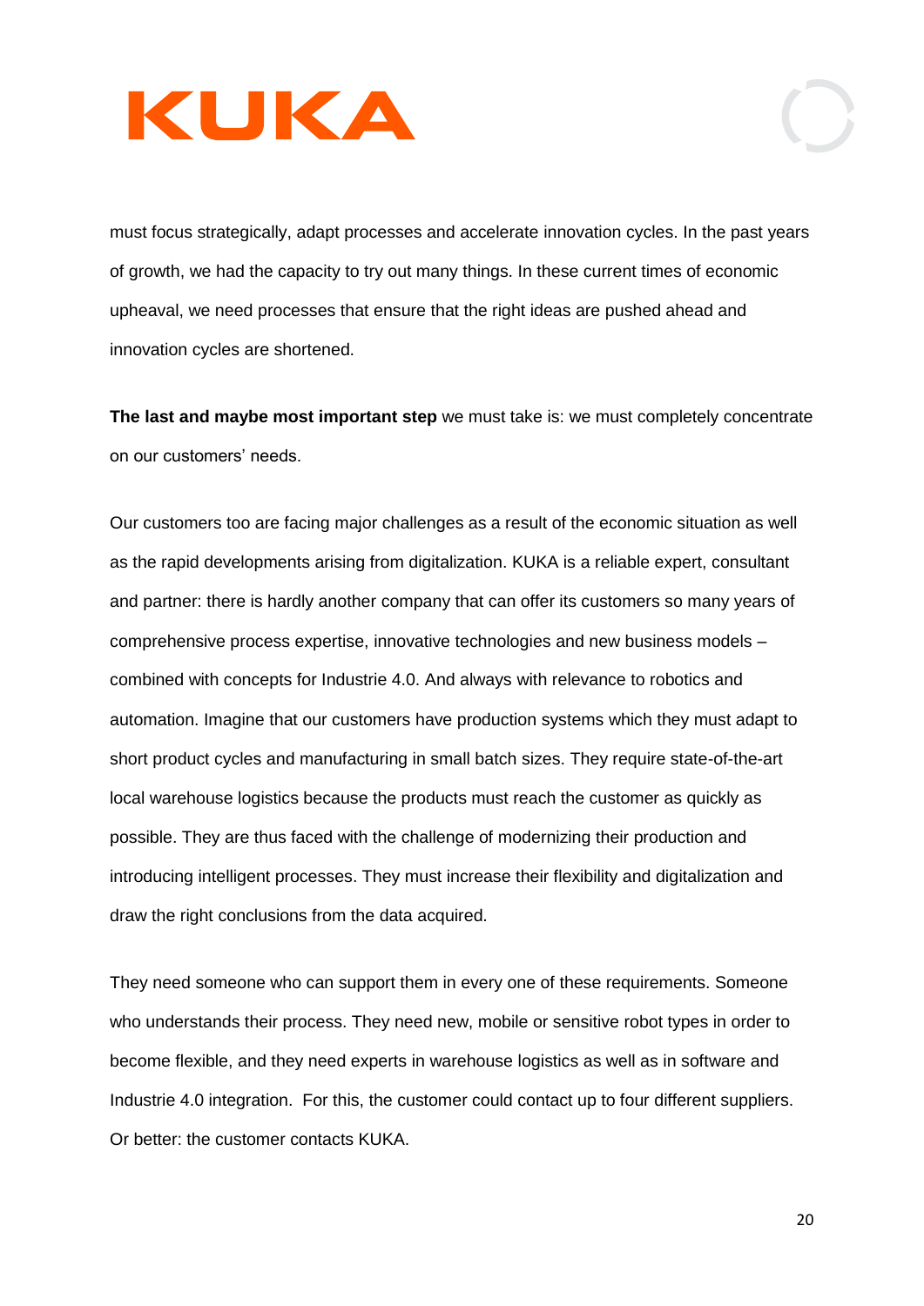must focus strategically, adapt processes and accelerate innovation cycles. In the past years of growth, we had the capacity to try out many things. In these current times of economic upheaval, we need processes that ensure that the right ideas are pushed ahead and innovation cycles are shortened.

**The last and maybe most important step** we must take is: we must completely concentrate on our customers' needs.

Our customers too are facing major challenges as a result of the economic situation as well as the rapid developments arising from digitalization. KUKA is a reliable expert, consultant and partner: there is hardly another company that can offer its customers so many years of comprehensive process expertise, innovative technologies and new business models – combined with concepts for Industrie 4.0. And always with relevance to robotics and automation. Imagine that our customers have production systems which they must adapt to short product cycles and manufacturing in small batch sizes. They require state-of-the-art local warehouse logistics because the products must reach the customer as quickly as possible. They are thus faced with the challenge of modernizing their production and introducing intelligent processes. They must increase their flexibility and digitalization and draw the right conclusions from the data acquired.

They need someone who can support them in every one of these requirements. Someone who understands their process. They need new, mobile or sensitive robot types in order to become flexible, and they need experts in warehouse logistics as well as in software and Industrie 4.0 integration. For this, the customer could contact up to four different suppliers. Or better: the customer contacts KUKA.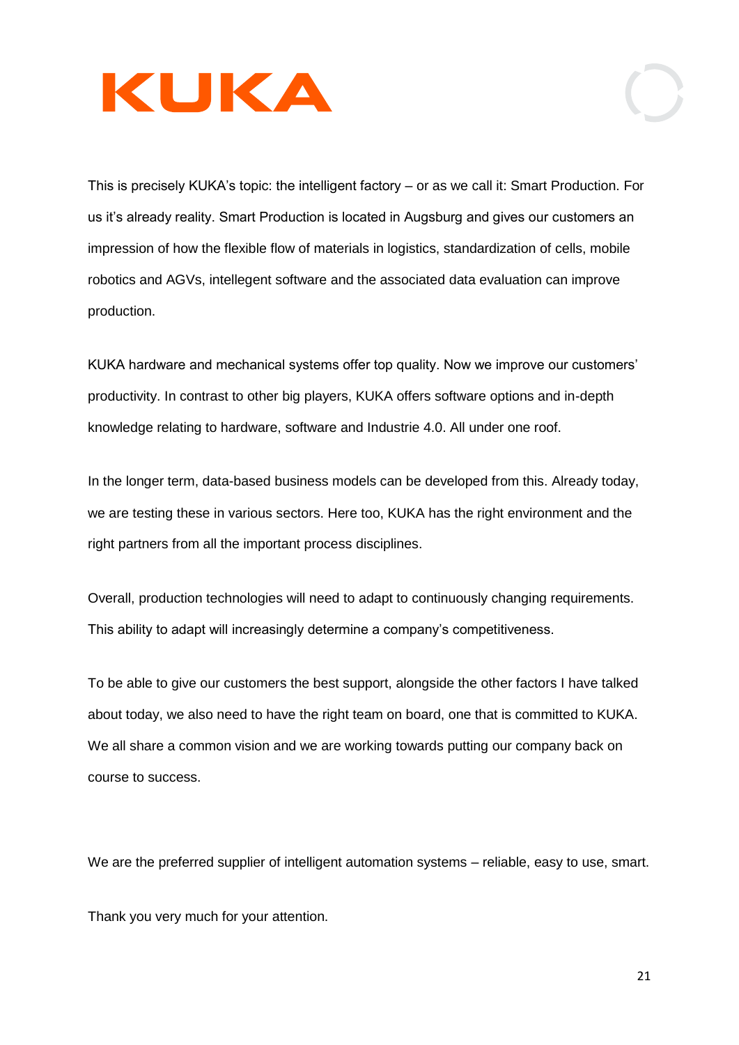This is precisely KUKA's topic: the intelligent factory – or as we call it: Smart Production. For us it's already reality. Smart Production is located in Augsburg and gives our customers an impression of how the flexible flow of materials in logistics, standardization of cells, mobile robotics and AGVs, intellegent software and the associated data evaluation can improve production.

KUKA hardware and mechanical systems offer top quality. Now we improve our customers' productivity. In contrast to other big players, KUKA offers software options and in-depth knowledge relating to hardware, software and Industrie 4.0. All under one roof.

In the longer term, data-based business models can be developed from this. Already today, we are testing these in various sectors. Here too, KUKA has the right environment and the right partners from all the important process disciplines.

Overall, production technologies will need to adapt to continuously changing requirements. This ability to adapt will increasingly determine a company's competitiveness.

To be able to give our customers the best support, alongside the other factors I have talked about today, we also need to have the right team on board, one that is committed to KUKA. We all share a common vision and we are working towards putting our company back on course to success.

We are the preferred supplier of intelligent automation systems – reliable, easy to use, smart.

Thank you very much for your attention.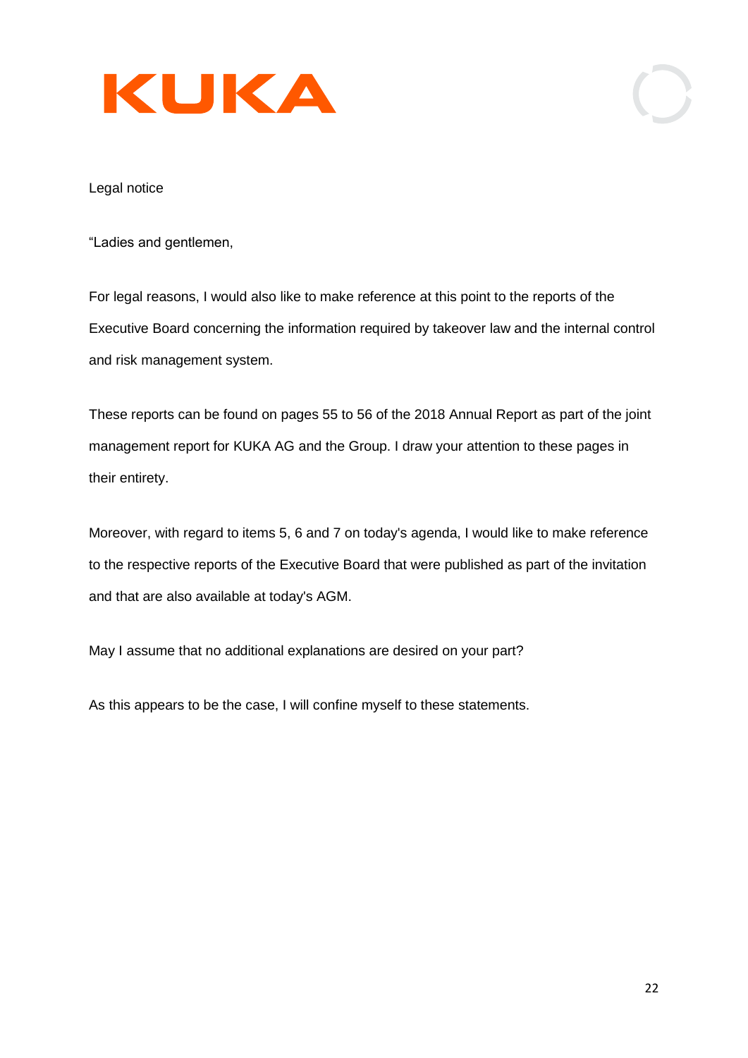Legal notice

"Ladies and gentlemen,

For legal reasons, I would also like to make reference at this point to the reports of the Executive Board concerning the information required by takeover law and the internal control and risk management system.

These reports can be found on pages 55 to 56 of the 2018 Annual Report as part of the joint management report for KUKA AG and the Group. I draw your attention to these pages in their entirety.

Moreover, with regard to items 5, 6 and 7 on today's agenda, I would like to make reference to the respective reports of the Executive Board that were published as part of the invitation and that are also available at today's AGM.

May I assume that no additional explanations are desired on your part?

As this appears to be the case, I will confine myself to these statements.